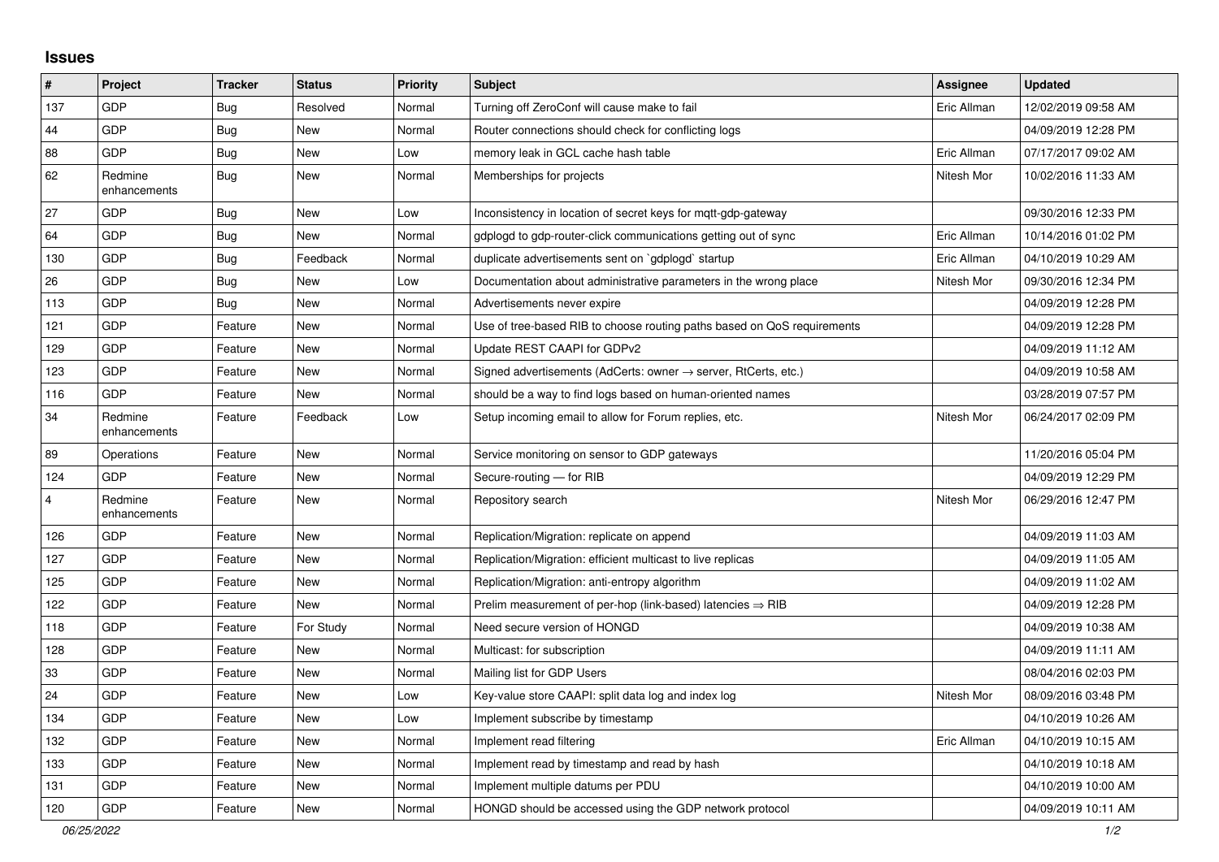## Issues

| # | Project | Tracker | Status | Priority | Subject | Assignee | Updated |
|---|---|---|---|---|---|---|---|
| 137 | GDP | Bug | Resolved | Normal | Turning off ZeroConf will cause make to fail | Eric Allman | 12/02/2019 09:58 AM |
| 44 | GDP | Bug | New | Normal | Router connections should check for conflicting logs | | 04/09/2019 12:28 PM |
| 88 | GDP | Bug | New | Low | memory leak in GCL cache hash table | Eric Allman | 07/17/2017 09:02 AM |
| 62 | Redmine enhancements | Bug | New | Normal | Memberships for projects | Nitesh Mor | 10/02/2016 11:33 AM |
| 27 | GDP | Bug | New | Low | Inconsistency in location of secret keys for mqtt-gdp-gateway | | 09/30/2016 12:33 PM |
| 64 | GDP | Bug | New | Normal | gdplogd to gdp-router-click communications getting out of sync | Eric Allman | 10/14/2016 01:02 PM |
| 130 | GDP | Bug | Feedback | Normal | duplicate advertisements sent on `gdplogd` startup | Eric Allman | 04/10/2019 10:29 AM |
| 26 | GDP | Bug | New | Low | Documentation about administrative parameters in the wrong place | Nitesh Mor | 09/30/2016 12:34 PM |
| 113 | GDP | Bug | New | Normal | Advertisements never expire | | 04/09/2019 12:28 PM |
| 121 | GDP | Feature | New | Normal | Use of tree-based RIB to choose routing paths based on QoS requirements | | 04/09/2019 12:28 PM |
| 129 | GDP | Feature | New | Normal | Update REST CAAPI for GDPv2 | | 04/09/2019 11:12 AM |
| 123 | GDP | Feature | New | Normal | Signed advertisements (AdCerts: owner → server, RtCerts, etc.) | | 04/09/2019 10:58 AM |
| 116 | GDP | Feature | New | Normal | should be a way to find logs based on human-oriented names | | 03/28/2019 07:57 PM |
| 34 | Redmine enhancements | Feature | Feedback | Low | Setup incoming email to allow for Forum replies, etc. | Nitesh Mor | 06/24/2017 02:09 PM |
| 89 | Operations | Feature | New | Normal | Service monitoring on sensor to GDP gateways | | 11/20/2016 05:04 PM |
| 124 | GDP | Feature | New | Normal | Secure-routing — for RIB | | 04/09/2019 12:29 PM |
| 4 | Redmine enhancements | Feature | New | Normal | Repository search | Nitesh Mor | 06/29/2016 12:47 PM |
| 126 | GDP | Feature | New | Normal | Replication/Migration: replicate on append | | 04/09/2019 11:03 AM |
| 127 | GDP | Feature | New | Normal | Replication/Migration: efficient multicast to live replicas | | 04/09/2019 11:05 AM |
| 125 | GDP | Feature | New | Normal | Replication/Migration: anti-entropy algorithm | | 04/09/2019 11:02 AM |
| 122 | GDP | Feature | New | Normal | Prelim measurement of per-hop (link-based) latencies ⇒ RIB | | 04/09/2019 12:28 PM |
| 118 | GDP | Feature | For Study | Normal | Need secure version of HONGD | | 04/09/2019 10:38 AM |
| 128 | GDP | Feature | New | Normal | Multicast: for subscription | | 04/09/2019 11:11 AM |
| 33 | GDP | Feature | New | Normal | Mailing list for GDP Users | | 08/04/2016 02:03 PM |
| 24 | GDP | Feature | New | Low | Key-value store CAAPI: split data log and index log | Nitesh Mor | 08/09/2016 03:48 PM |
| 134 | GDP | Feature | New | Low | Implement subscribe by timestamp | | 04/10/2019 10:26 AM |
| 132 | GDP | Feature | New | Normal | Implement read filtering | Eric Allman | 04/10/2019 10:15 AM |
| 133 | GDP | Feature | New | Normal | Implement read by timestamp and read by hash | | 04/10/2019 10:18 AM |
| 131 | GDP | Feature | New | Normal | Implement multiple datums per PDU | | 04/10/2019 10:00 AM |
| 120 | GDP | Feature | New | Normal | HONGD should be accessed using the GDP network protocol | | 04/09/2019 10:11 AM |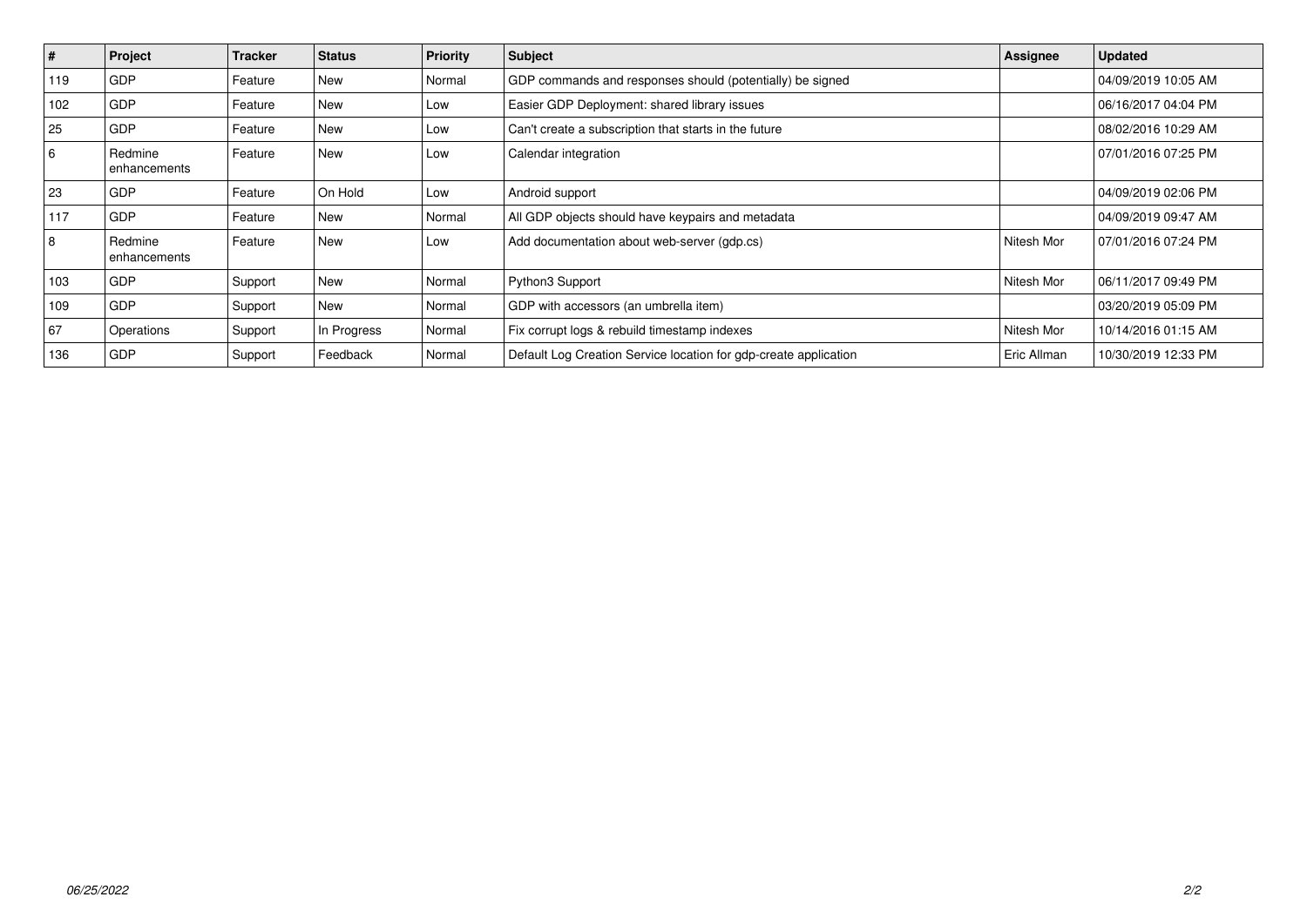| # | Project | Tracker | Status | Priority | Subject | Assignee | Updated |
|---|---|---|---|---|---|---|---|
| 119 | GDP | Feature | New | Normal | GDP commands and responses should (potentially) be signed | | 04/09/2019 10:05 AM |
| 102 | GDP | Feature | New | Low | Easier GDP Deployment: shared library issues | | 06/16/2017 04:04 PM |
| 25 | GDP | Feature | New | Low | Can't create a subscription that starts in the future | | 08/02/2016 10:29 AM |
| 6 | Redmine enhancements | Feature | New | Low | Calendar integration | | 07/01/2016 07:25 PM |
| 23 | GDP | Feature | On Hold | Low | Android support | | 04/09/2019 02:06 PM |
| 117 | GDP | Feature | New | Normal | All GDP objects should have keypairs and metadata | | 04/09/2019 09:47 AM |
| 8 | Redmine enhancements | Feature | New | Low | Add documentation about web-server (gdp.cs) | Nitesh Mor | 07/01/2016 07:24 PM |
| 103 | GDP | Support | New | Normal | Python3 Support | Nitesh Mor | 06/11/2017 09:49 PM |
| 109 | GDP | Support | New | Normal | GDP with accessors (an umbrella item) | | 03/20/2019 05:09 PM |
| 67 | Operations | Support | In Progress | Normal | Fix corrupt logs & rebuild timestamp indexes | Nitesh Mor | 10/14/2016 01:15 AM |
| 136 | GDP | Support | Feedback | Normal | Default Log Creation Service location for gdp-create application | Eric Allman | 10/30/2019 12:33 PM |